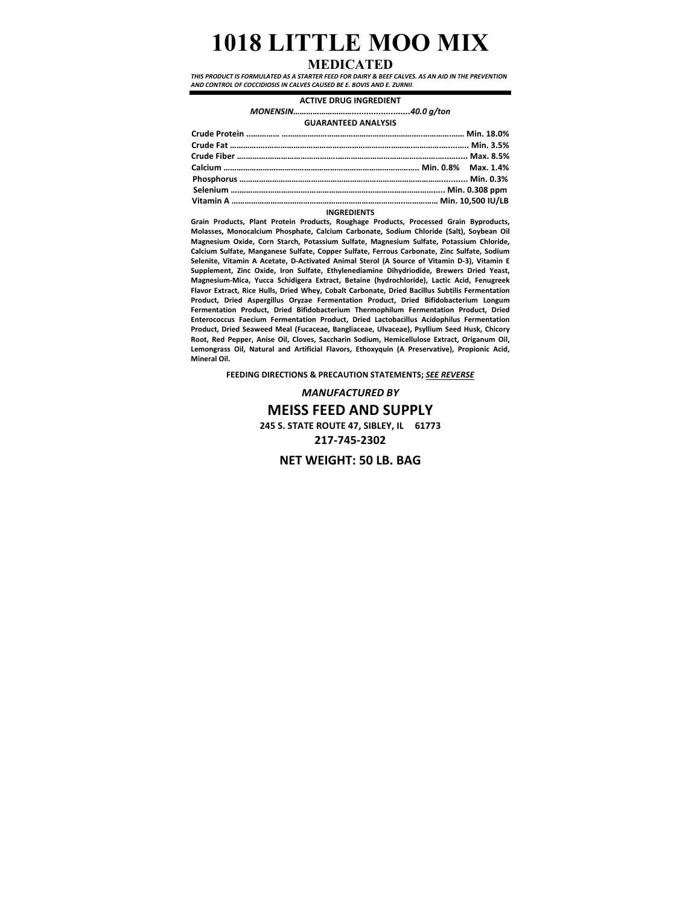# 1018 LITTLE MOO MIX

## MEDICATED

***THIS PRODUCT IS FORMULATED AS A STARTER FEED FOR DAIRY & BEEF CALVES. AS AN AID IN THE PREVENTION AND CONTROL OF COCCIDIOSIS IN CALVES CAUSED BE E. BOVIS AND E. ZURNII.***

**ACTIVE DRUG INGREDIENT**

***MONENSIN……………………………….........................40.0 g/ton***

**GUARANTEED ANALYSIS**

| | |
|---|---|
| **Crude Protein** | **Min. 18.0%** |
| **Crude Fat** | **Min. 3.5%** |
| **Crude Fiber** | **Max. 8.5%** |
| **Calcium** | **Min. 0.8% Max. 1.4%** |
| **Phosphorus** | **Min. 0.3%** |
| **Selenium** | **Min. 0.308 ppm** |
| **Vitamin A** | **Min. 10,500 IU/LB** |

**INGREDIENTS**

**Grain Products, Plant Protein Products, Roughage Products, Processed Grain Byproducts, Molasses, Monocalcium Phosphate, Calcium Carbonate, Sodium Chloride (Salt), Soybean Oil Magnesium Oxide, Corn Starch, Potassium Sulfate, Magnesium Sulfate, Potassium Chloride, Calcium Sulfate, Manganese Sulfate, Copper Sulfate, Ferrous Carbonate, Zinc Sulfate, Sodium Selenite, Vitamin A Acetate, D-Activated Animal Sterol (A Source of Vitamin D-3), Vitamin E Supplement, Zinc Oxide, Iron Sulfate, Ethylenediamine Dihydriodide, Brewers Dried Yeast, Magnesium-Mica, Yucca Schidigera Extract, Betaine (hydrochloride), Lactic Acid, Fenugreek Flavor Extract, Rice Hulls, Dried Whey, Cobalt Carbonate, Dried Bacillus Subtilis Fermentation Product, Dried Aspergillus Oryzae Fermentation Product, Dried Bifidobacterium Longum Fermentation Product, Dried Bifidobacterium Thermophilum Fermentation Product, Dried Enterococcus Faecium Fermentation Product, Dried Lactobacillus Acidophilus Fermentation Product, Dried Seaweed Meal (Fucaceae, Bangliaceae, Ulvaceae), Psyllium Seed Husk, Chicory Root, Red Pepper, Anise Oil, Cloves, Saccharin Sodium, Hemicellulose Extract, Origanum Oil, Lemongrass Oil, Natural and Artificial Flavors, Ethoxyquin (A Preservative), Propionic Acid, Mineral Oil.**

**FEEDING DIRECTIONS & PRECAUTION STATEMENTS; *SEE REVERSE***

***MANUFACTURED BY***

**MEISS FEED AND SUPPLY**

**245 S. STATE ROUTE 47, SIBLEY, IL 61773**

**217-745-2302**

**NET WEIGHT: 50 LB. BAG**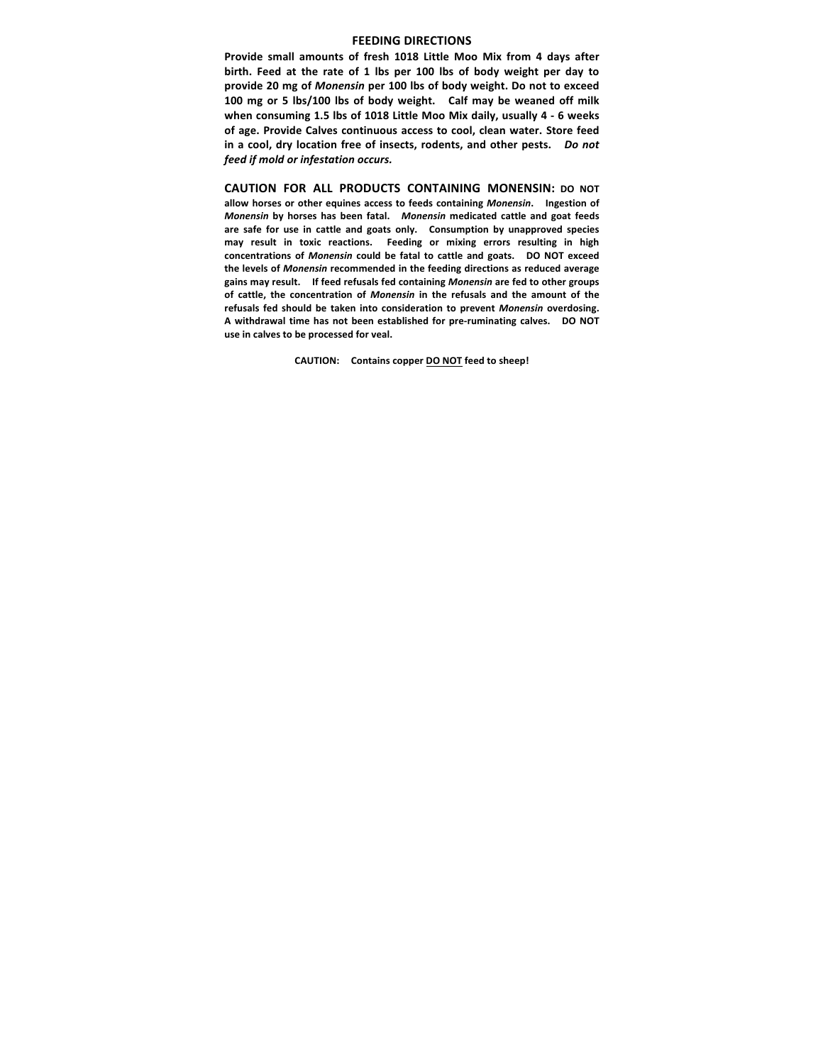## FEEDING DIRECTIONS

**Provide small amounts of fresh 1018 Little Moo Mix from 4 days after birth. Feed at the rate of 1 lbs per 100 lbs of body weight per day to provide 20 mg of *Monensin* per 100 lbs of body weight. Do not to exceed 100 mg or 5 lbs/100 lbs of body weight. Calf may be weaned off milk when consuming 1.5 lbs of 1018 Little Moo Mix daily, usually 4 - 6 weeks of age. Provide Calves continuous access to cool, clean water. Store feed in a cool, dry location free of insects, rodents, and other pests. *Do not feed if mold or infestation occurs.***

**CAUTION FOR ALL PRODUCTS CONTAINING MONENSIN: DO NOT allow horses or other equines access to feeds containing *Monensin*. Ingestion of *Monensin* by horses has been fatal. *Monensin* medicated cattle and goat feeds are safe for use in cattle and goats only. Consumption by unapproved species may result in toxic reactions. Feeding or mixing errors resulting in high concentrations of *Monensin* could be fatal to cattle and goats. DO NOT exceed the levels of *Monensin* recommended in the feeding directions as reduced average gains may result. If feed refusals fed containing *Monensin* are fed to other groups of cattle, the concentration of *Monensin* in the refusals and the amount of the refusals fed should be taken into consideration to prevent *Monensin* overdosing. A withdrawal time has not been established for pre-ruminating calves. DO NOT use in calves to be processed for veal.**

**CAUTION: Contains copper <u>DO NOT</u> feed to sheep!**